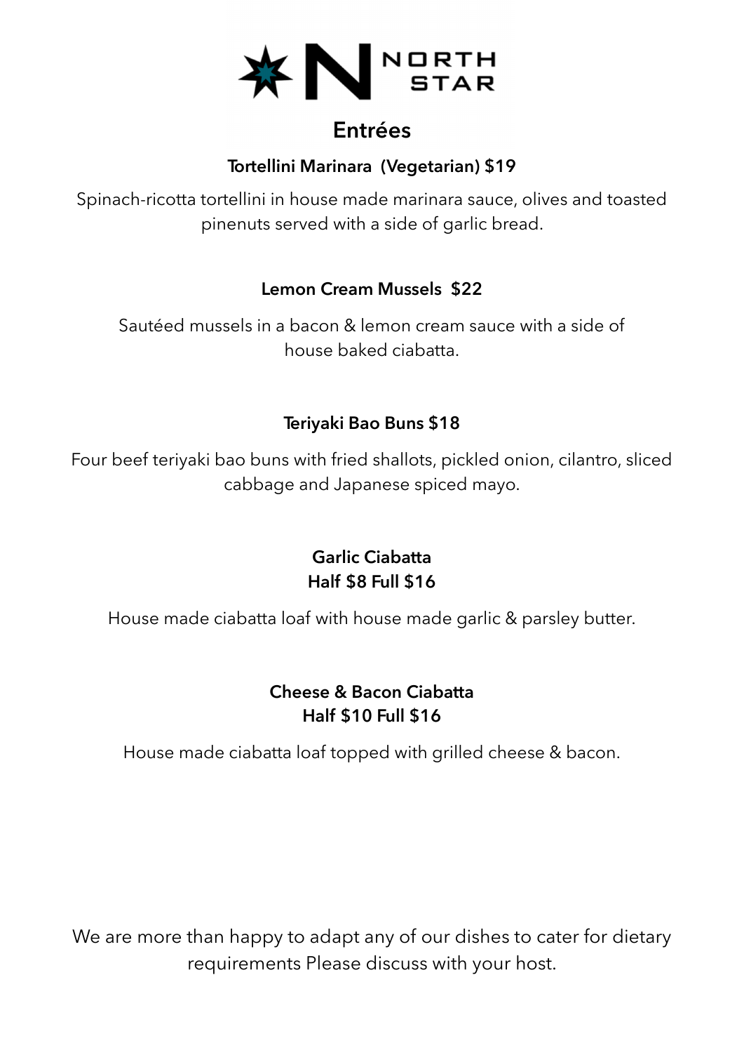# NORTH STAR

## Entrées

**Tortellini Marinara  (Vegetarian) $19**

Spinach-ricotta tortellini in house made marinara sauce, olives and toasted pinenuts served with a side of garlic bread.

**Lemon Cream Mussels  $22**

Sautéed mussels in a bacon & lemon cream sauce with a side of house baked ciabatta.

**Teriyaki Bao Buns $18**

Four beef teriyaki bao buns with fried shallots, pickled onion, cilantro, sliced cabbage and Japanese spiced mayo.

**Garlic Ciabatta**
**Half $8 Full $16**

House made ciabatta loaf with house made garlic & parsley butter.

**Cheese & Bacon Ciabatta**
**Half $10 Full $16**

House made ciabatta loaf topped with grilled cheese & bacon.

We are more than happy to adapt any of our dishes to cater for dietary requirements Please discuss with your host.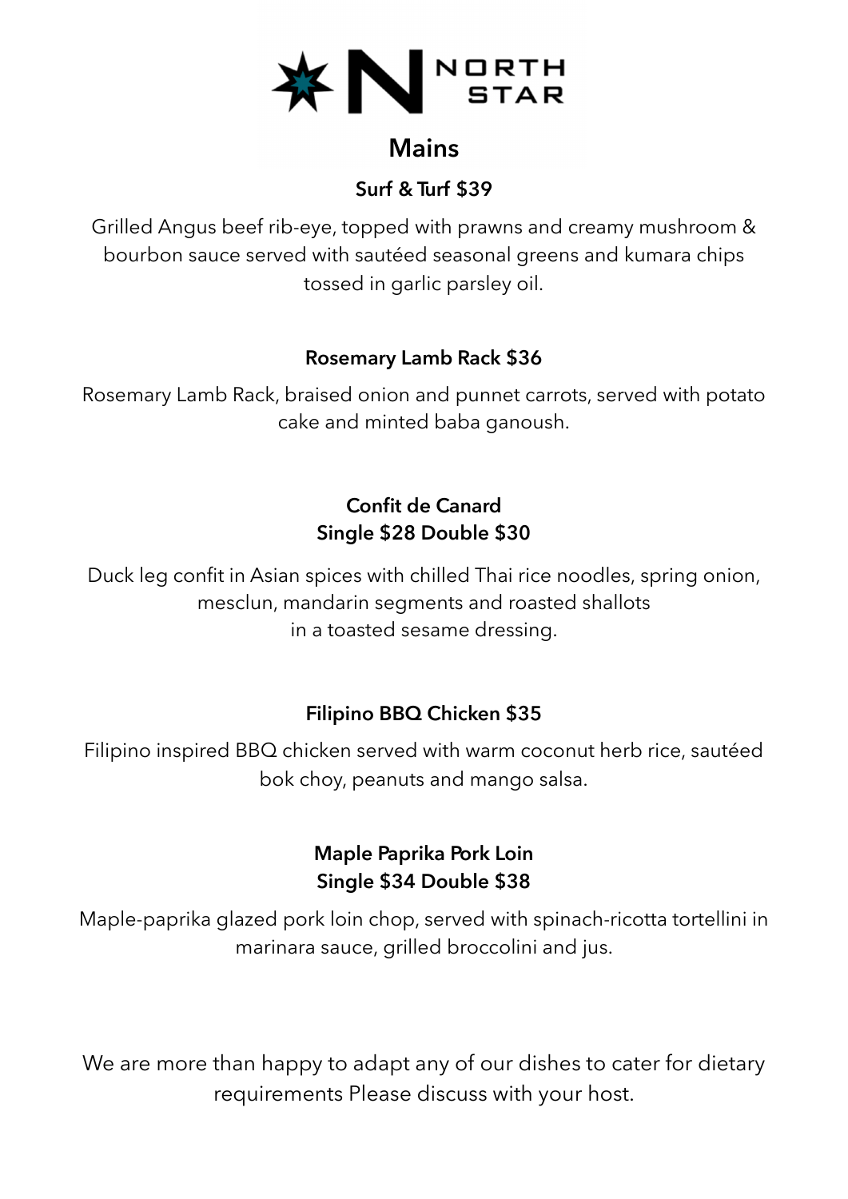NORTH STAR

## Mains

### Surf & Turf $39

Grilled Angus beef rib-eye, topped with prawns and creamy mushroom & bourbon sauce served with sautéed seasonal greens and kumara chips tossed in garlic parsley oil.

### Rosemary Lamb Rack $36

Rosemary Lamb Rack, braised onion and punnet carrots, served with potato cake and minted baba ganoush.

### Confit de Canard
### Single $28 Double $30

Duck leg confit in Asian spices with chilled Thai rice noodles, spring onion, mesclun, mandarin segments and roasted shallots in a toasted sesame dressing.

### Filipino BBQ Chicken $35

Filipino inspired BBQ chicken served with warm coconut herb rice, sautéed bok choy, peanuts and mango salsa.

### Maple Paprika Pork Loin
### Single $34 Double $38

Maple-paprika glazed pork loin chop, served with spinach-ricotta tortellini in marinara sauce, grilled broccolini and jus.

We are more than happy to adapt any of our dishes to cater for dietary requirements Please discuss with your host.